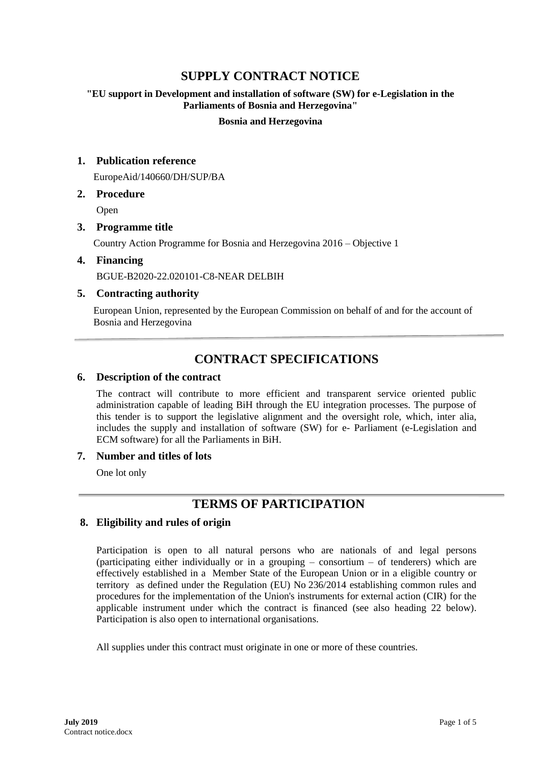# SUPPLY CONTRACT NOTICE

**"EU support in Development and installation of software (SW) for e-Legislation in the Parliaments of Bosnia and Herzegovina"**

**Bosnia and Herzegovina**

## 1. Publication reference

EuropeAid/140660/DH/SUP/BA

## 2. Procedure

Open

## 3. Programme title

Country Action Programme for Bosnia and Herzegovina 2016 – Objective 1

## 4. Financing

BGUE-B2020-22.020101-C8-NEAR DELBIH

## 5. Contracting authority

European Union, represented by the European Commission on behalf of and for the account of Bosnia and Herzegovina

---

# CONTRACT SPECIFICATIONS

## 6. Description of the contract

The contract will contribute to more efficient and transparent service oriented public administration capable of leading BiH through the EU integration processes. The purpose of this tender is to support the legislative alignment and the oversight role, which, inter alia, includes the supply and installation of software (SW) for e- Parliament (e-Legislation and ECM software) for all the Parliaments in BiH.

## 7. Number and titles of lots

One lot only

---

# TERMS OF PARTICIPATION

## 8. Eligibility and rules of origin

Participation is open to all natural persons who are nationals of and legal persons (participating either individually or in a grouping – consortium – of tenderers) which are effectively established in a Member State of the European Union or in a eligible country or territory as defined under the Regulation (EU) No 236/2014 establishing common rules and procedures for the implementation of the Union's instruments for external action (CIR) for the applicable instrument under which the contract is financed (see also heading 22 below). Participation is also open to international organisations.

All supplies under this contract must originate in one or more of these countries.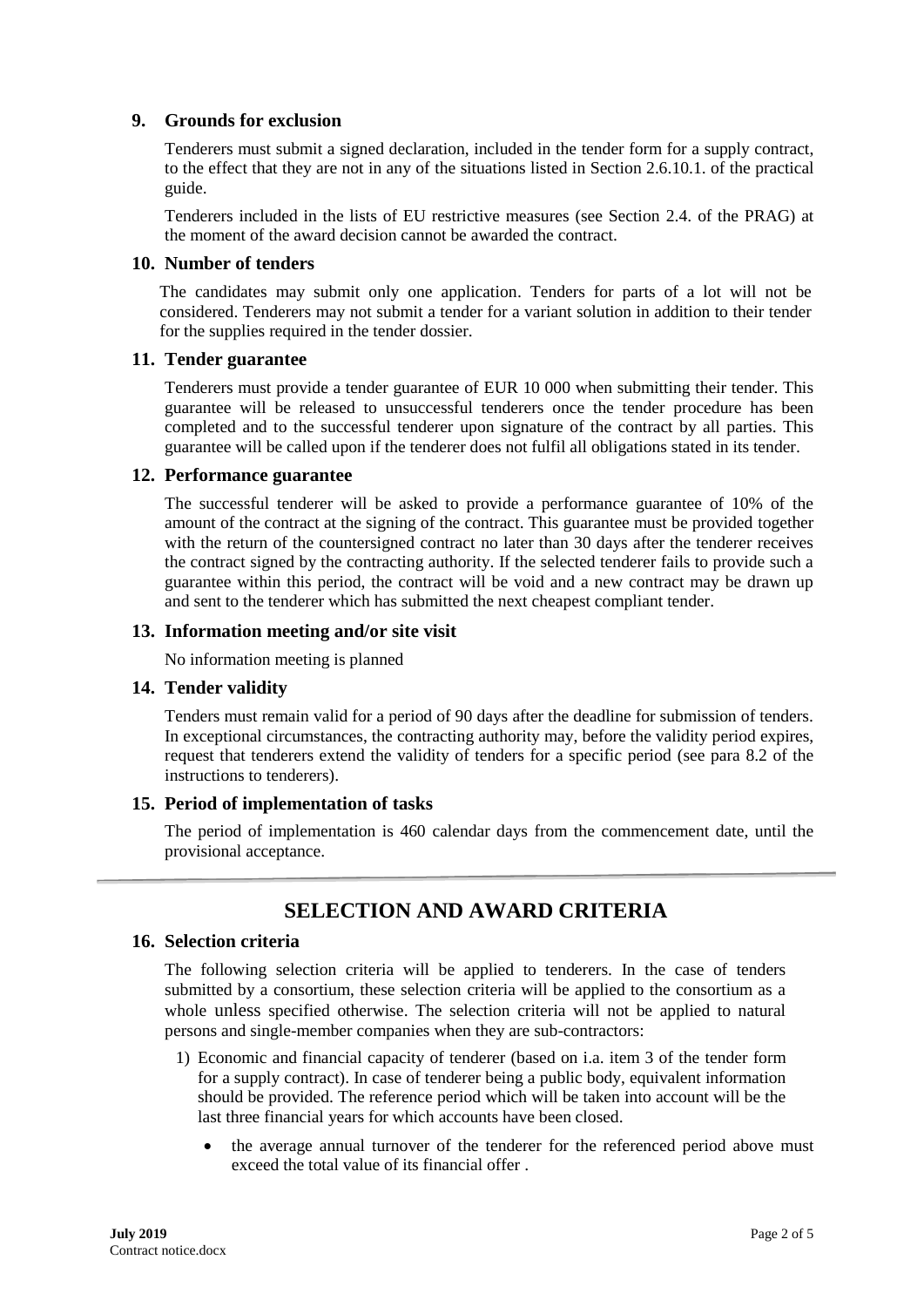## 9. Grounds for exclusion

Tenderers must submit a signed declaration, included in the tender form for a supply contract, to the effect that they are not in any of the situations listed in Section 2.6.10.1. of the practical guide.

Tenderers included in the lists of EU restrictive measures (see Section 2.4. of the PRAG) at the moment of the award decision cannot be awarded the contract.

## 10. Number of tenders

The candidates may submit only one application. Tenders for parts of a lot will not be considered. Tenderers may not submit a tender for a variant solution in addition to their tender for the supplies required in the tender dossier.

## 11. Tender guarantee

Tenderers must provide a tender guarantee of EUR 10 000 when submitting their tender. This guarantee will be released to unsuccessful tenderers once the tender procedure has been completed and to the successful tenderer upon signature of the contract by all parties. This guarantee will be called upon if the tenderer does not fulfil all obligations stated in its tender.

## 12. Performance guarantee

The successful tenderer will be asked to provide a performance guarantee of 10% of the amount of the contract at the signing of the contract. This guarantee must be provided together with the return of the countersigned contract no later than 30 days after the tenderer receives the contract signed by the contracting authority. If the selected tenderer fails to provide such a guarantee within this period, the contract will be void and a new contract may be drawn up and sent to the tenderer which has submitted the next cheapest compliant tender.

## 13. Information meeting and/or site visit

No information meeting is planned

## 14. Tender validity

Tenders must remain valid for a period of 90 days after the deadline for submission of tenders. In exceptional circumstances, the contracting authority may, before the validity period expires, request that tenderers extend the validity of tenders for a specific period (see para 8.2 of the instructions to tenderers).

## 15. Period of implementation of tasks

The period of implementation is 460 calendar days from the commencement date, until the provisional acceptance.

# SELECTION AND AWARD CRITERIA

## 16. Selection criteria

The following selection criteria will be applied to tenderers. In the case of tenders submitted by a consortium, these selection criteria will be applied to the consortium as a whole unless specified otherwise. The selection criteria will not be applied to natural persons and single-member companies when they are sub-contractors:

1) Economic and financial capacity of tenderer (based on i.a. item 3 of the tender form for a supply contract). In case of tenderer being a public body, equivalent information should be provided. The reference period which will be taken into account will be the last three financial years for which accounts have been closed.

   - the average annual turnover of the tenderer for the referenced period above must exceed the total value of its financial offer .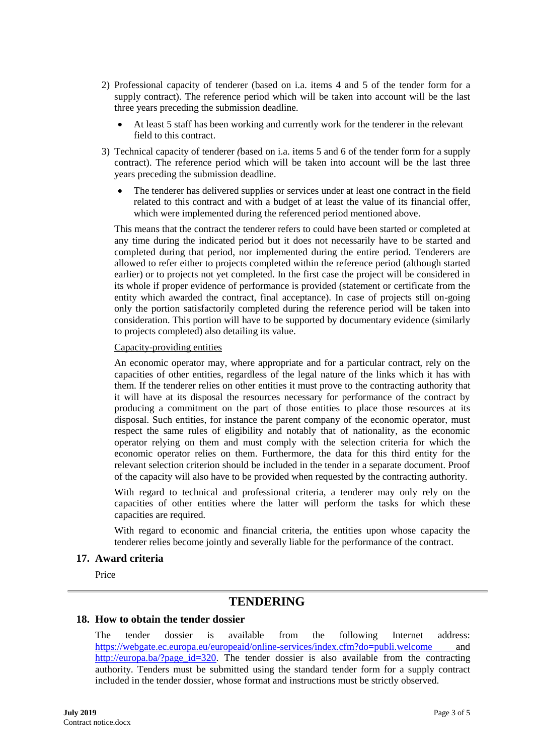2) Professional capacity of tenderer (based on i.a. items 4 and 5 of the tender form for a supply contract). The reference period which will be taken into account will be the last three years preceding the submission deadline.

   - At least 5 staff has been working and currently work for the tenderer in the relevant field to this contract.

3) Technical capacity of tenderer *(*based on i.a. items 5 and 6 of the tender form for a supply contract). The reference period which will be taken into account will be the last three years preceding the submission deadline.

   - The tenderer has delivered supplies or services under at least one contract in the field related to this contract and with a budget of at least the value of its financial offer, which were implemented during the referenced period mentioned above.

   This means that the contract the tenderer refers to could have been started or completed at any time during the indicated period but it does not necessarily have to be started and completed during that period, nor implemented during the entire period. Tenderers are allowed to refer either to projects completed within the reference period (although started earlier) or to projects not yet completed. In the first case the project will be considered in its whole if proper evidence of performance is provided (statement or certificate from the entity which awarded the contract, final acceptance). In case of projects still on-going only the portion satisfactorily completed during the reference period will be taken into consideration. This portion will have to be supported by documentary evidence (similarly to projects completed) also detailing its value.

   Capacity-providing entities

   An economic operator may, where appropriate and for a particular contract, rely on the capacities of other entities, regardless of the legal nature of the links which it has with them. If the tenderer relies on other entities it must prove to the contracting authority that it will have at its disposal the resources necessary for performance of the contract by producing a commitment on the part of those entities to place those resources at its disposal. Such entities, for instance the parent company of the economic operator, must respect the same rules of eligibility and notably that of nationality, as the economic operator relying on them and must comply with the selection criteria for which the economic operator relies on them. Furthermore, the data for this third entity for the relevant selection criterion should be included in the tender in a separate document. Proof of the capacity will also have to be provided when requested by the contracting authority.

   With regard to technical and professional criteria, a tenderer may only rely on the capacities of other entities where the latter will perform the tasks for which these capacities are required.

   With regard to economic and financial criteria, the entities upon whose capacity the tenderer relies become jointly and severally liable for the performance of the contract.

### 17. Award criteria

Price

---

## TENDERING

### 18. How to obtain the tender dossier

The tender dossier is available from the following Internet address: https://webgate.ec.europa.eu/europeaid/online-services/index.cfm?do=publi.welcome and http://europa.ba/?page_id=320. The tender dossier is also available from the contracting authority. Tenders must be submitted using the standard tender form for a supply contract included in the tender dossier, whose format and instructions must be strictly observed.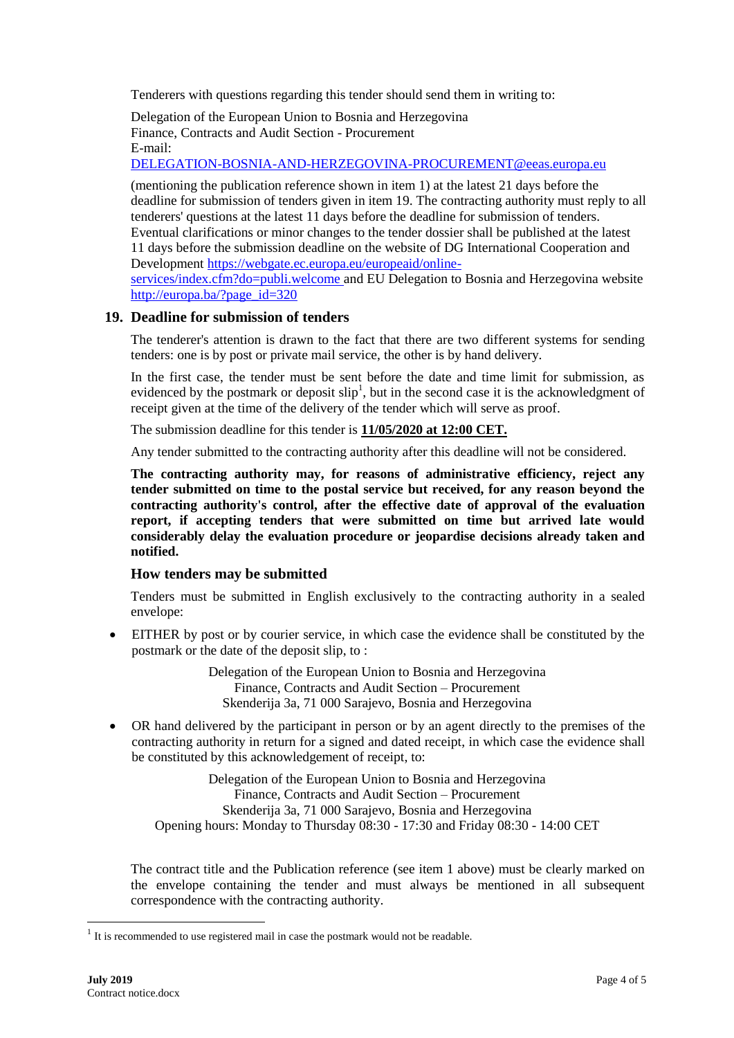Tenderers with questions regarding this tender should send them in writing to:

Delegation of the European Union to Bosnia and Herzegovina
Finance, Contracts and Audit Section - Procurement
E-mail:
[DELEGATION-BOSNIA-AND-HERZEGOVINA-PROCUREMENT@eeas.europa.eu](mailto:DELEGATION-BOSNIA-AND-HERZEGOVINA-PROCUREMENT@eeas.europa.eu)

(mentioning the publication reference shown in item 1) at the latest 21 days before the deadline for submission of tenders given in item 19. The contracting authority must reply to all tenderers' questions at the latest 11 days before the deadline for submission of tenders. Eventual clarifications or minor changes to the tender dossier shall be published at the latest 11 days before the submission deadline on the website of DG International Cooperation and Development [https://webgate.ec.europa.eu/europeaid/online-services/index.cfm?do=publi.welcome](https://webgate.ec.europa.eu/europeaid/online-services/index.cfm?do=publi.welcome) and EU Delegation to Bosnia and Herzegovina website [http://europa.ba/?page_id=320](http://europa.ba/?page_id=320)

## 19. Deadline for submission of tenders

The tenderer's attention is drawn to the fact that there are two different systems for sending tenders: one is by post or private mail service, the other is by hand delivery.

In the first case, the tender must be sent before the date and time limit for submission, as evidenced by the postmark or deposit slip[1], but in the second case it is the acknowledgment of receipt given at the time of the delivery of the tender which will serve as proof.

The submission deadline for this tender is **11/05/2020 at 12:00 CET.**

Any tender submitted to the contracting authority after this deadline will not be considered.

**The contracting authority may, for reasons of administrative efficiency, reject any tender submitted on time to the postal service but received, for any reason beyond the contracting authority's control, after the effective date of approval of the evaluation report, if accepting tenders that were submitted on time but arrived late would considerably delay the evaluation procedure or jeopardise decisions already taken and notified.**

### How tenders may be submitted

Tenders must be submitted in English exclusively to the contracting authority in a sealed envelope:

- EITHER by post or by courier service, in which case the evidence shall be constituted by the postmark or the date of the deposit slip, to :

  Delegation of the European Union to Bosnia and Herzegovina
  Finance, Contracts and Audit Section – Procurement
  Skenderija 3a, 71 000 Sarajevo, Bosnia and Herzegovina

- OR hand delivered by the participant in person or by an agent directly to the premises of the contracting authority in return for a signed and dated receipt, in which case the evidence shall be constituted by this acknowledgement of receipt, to:

  Delegation of the European Union to Bosnia and Herzegovina
  Finance, Contracts and Audit Section – Procurement
  Skenderija 3a, 71 000 Sarajevo, Bosnia and Herzegovina
  Opening hours: Monday to Thursday 08:30 - 17:30 and Friday 08:30 - 14:00 CET

The contract title and the Publication reference (see item 1 above) must be clearly marked on the envelope containing the tender and must always be mentioned in all subsequent correspondence with the contracting authority.

[1] It is recommended to use registered mail in case the postmark would not be readable.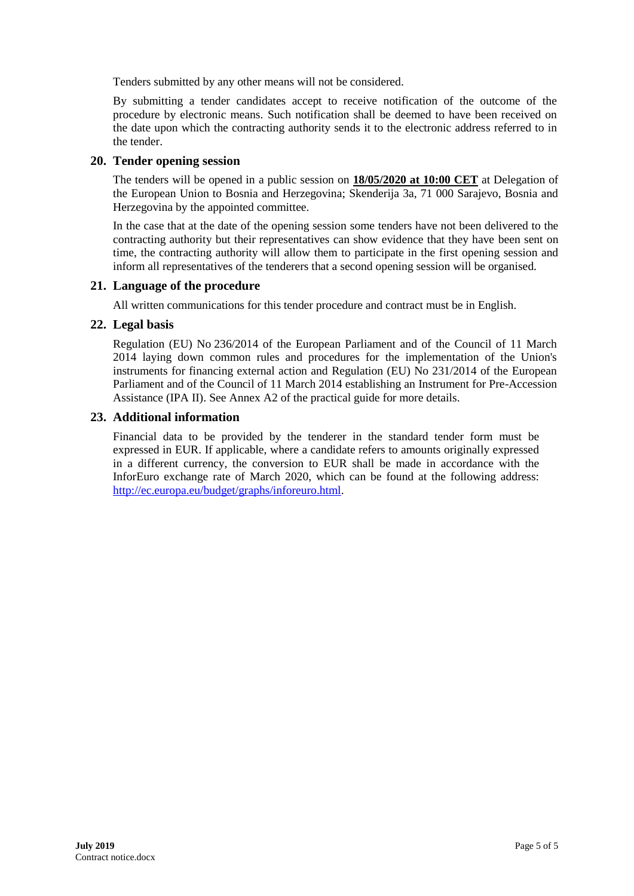Tenders submitted by any other means will not be considered.

By submitting a tender candidates accept to receive notification of the outcome of the procedure by electronic means. Such notification shall be deemed to have been received on the date upon which the contracting authority sends it to the electronic address referred to in the tender.

## 20. Tender opening session

The tenders will be opened in a public session on **18/05/2020 at 10:00 CET** at Delegation of the European Union to Bosnia and Herzegovina; Skenderija 3a, 71 000 Sarajevo, Bosnia and Herzegovina by the appointed committee.

In the case that at the date of the opening session some tenders have not been delivered to the contracting authority but their representatives can show evidence that they have been sent on time, the contracting authority will allow them to participate in the first opening session and inform all representatives of the tenderers that a second opening session will be organised.

## 21. Language of the procedure

All written communications for this tender procedure and contract must be in English.

## 22. Legal basis

Regulation (EU) No 236/2014 of the European Parliament and of the Council of 11 March 2014 laying down common rules and procedures for the implementation of the Union's instruments for financing external action and Regulation (EU) No 231/2014 of the European Parliament and of the Council of 11 March 2014 establishing an Instrument for Pre-Accession Assistance (IPA II). See Annex A2 of the practical guide for more details.

## 23. Additional information

Financial data to be provided by the tenderer in the standard tender form must be expressed in EUR. If applicable, where a candidate refers to amounts originally expressed in a different currency, the conversion to EUR shall be made in accordance with the InforEuro exchange rate of March 2020, which can be found at the following address: http://ec.europa.eu/budget/graphs/inforeuro.html.